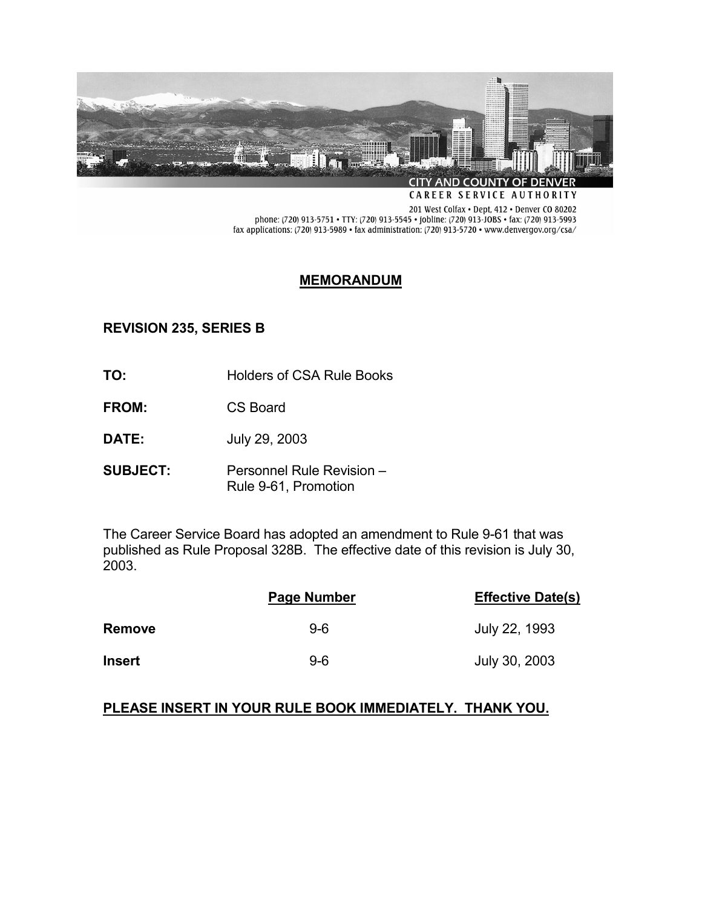CITY AND COUNTY OF DENVER
CAREER SERVICE AUTHORITY

201 West Colfax • Dept. 412 • Denver CO 80202
phone: (720) 913-5751 • TTY: (720) 913-5545 • jobline: (720) 913-JOBS • fax: (720) 913-5993
fax applications: (720) 913-5989 • fax administration: (720) 913-5720 • www.denvergov.org/csa/

# MEMORANDUM

**REVISION 235, SERIES B**

**TO:** Holders of CSA Rule Books

**FROM:** CS Board

**DATE:** July 29, 2003

**SUBJECT:** Personnel Rule Revision – Rule 9-61, Promotion

The Career Service Board has adopted an amendment to Rule 9-61 that was published as Rule Proposal 328B. The effective date of this revision is July 30, 2003.

| | Page Number | Effective Date(s) |
|---|---|---|
| **Remove** | 9-6 | July 22, 1993 |
| **Insert** | 9-6 | July 30, 2003 |

**PLEASE INSERT IN YOUR RULE BOOK IMMEDIATELY. THANK YOU.**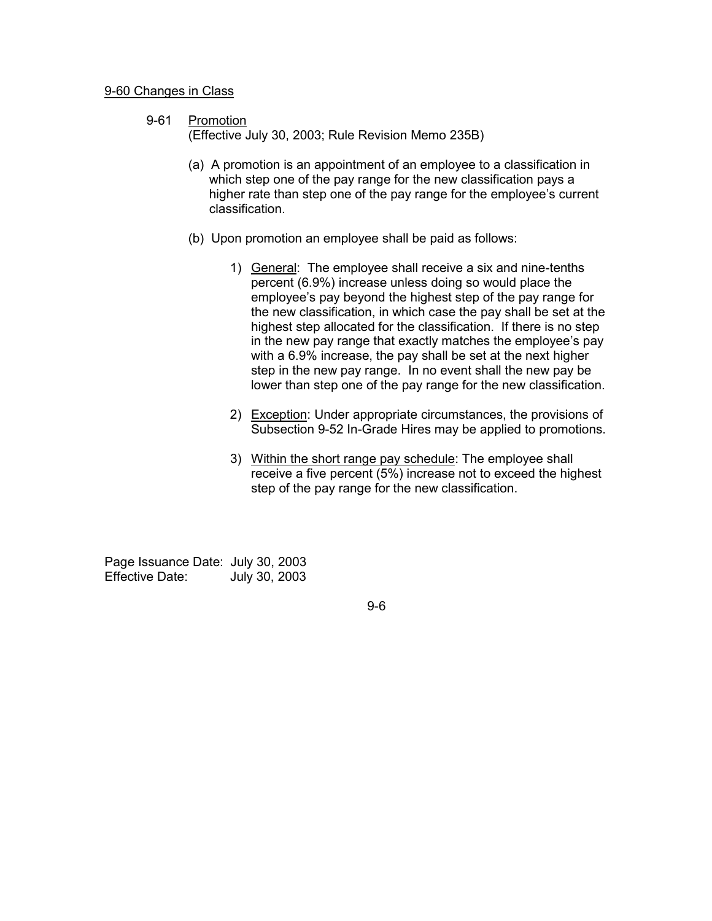## 9-60 Changes in Class

### 9-61 Promotion

(Effective July 30, 2003; Rule Revision Memo 235B)

(a) A promotion is an appointment of an employee to a classification in which step one of the pay range for the new classification pays a higher rate than step one of the pay range for the employee's current classification.

(b) Upon promotion an employee shall be paid as follows:

1) General: The employee shall receive a six and nine-tenths percent (6.9%) increase unless doing so would place the employee's pay beyond the highest step of the pay range for the new classification, in which case the pay shall be set at the highest step allocated for the classification. If there is no step in the new pay range that exactly matches the employee's pay with a 6.9% increase, the pay shall be set at the next higher step in the new pay range. In no event shall the new pay be lower than step one of the pay range for the new classification.

2) Exception: Under appropriate circumstances, the provisions of Subsection 9-52 In-Grade Hires may be applied to promotions.

3) Within the short range pay schedule: The employee shall receive a five percent (5%) increase not to exceed the highest step of the pay range for the new classification.

Page Issuance Date: July 30, 2003
Effective Date: July 30, 2003